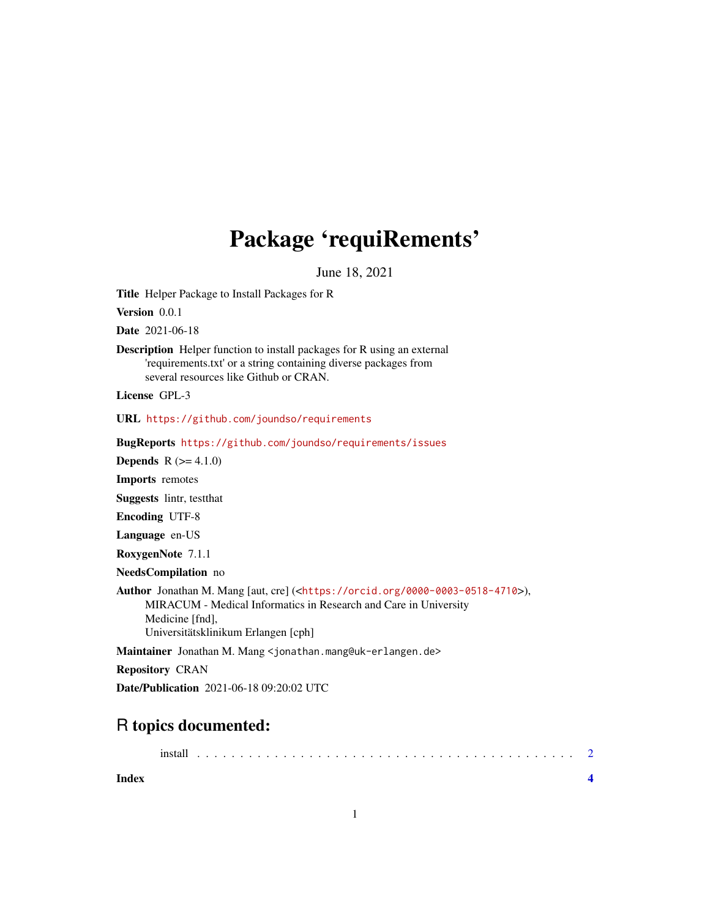# Package 'requiRements'

June 18, 2021

**Title** Helper Package to Install Packages for R

**Version** 0.0.1

**Date** 2021-06-18

**Description** Helper function to install packages for R using an external 'requirements.txt' or a string containing diverse packages from several resources like Github or CRAN.

**License** GPL-3

**URL** https://github.com/joundso/requirements

**BugReports** https://github.com/joundso/requirements/issues

**Depends** R (>= 4.1.0)

**Imports** remotes

**Suggests** lintr, testthat

**Encoding** UTF-8

**Language** en-US

**RoxygenNote** 7.1.1

**NeedsCompilation** no

**Author** Jonathan M. Mang [aut, cre] (<https://orcid.org/0000-0003-0518-4710>), MIRACUM - Medical Informatics in Research and Care in University Medicine [fnd], Universitätsklinikum Erlangen [cph]

**Maintainer** Jonathan M. Mang <jonathan.mang@uk-erlangen.de>

**Repository** CRAN

**Date/Publication** 2021-06-18 09:20:02 UTC

## R topics documented:

install . . . . . . . . . . . . . . . . . . . . . . . . . . . . . . . . . . . . . . . . . . . 2

**Index** **4**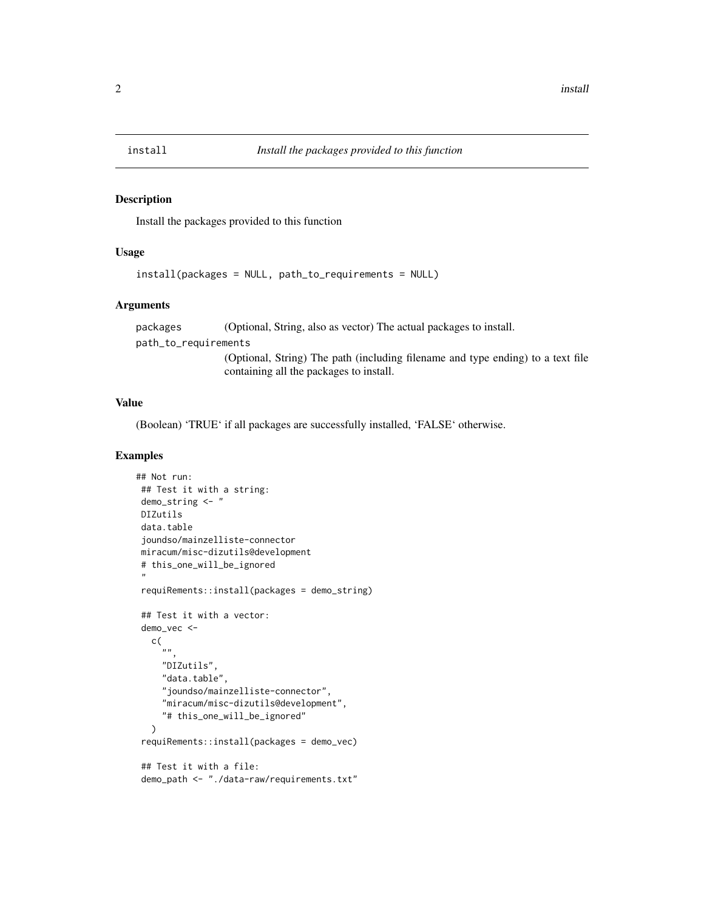# install — *Install the packages provided to this function*

## Description

Install the packages provided to this function

## Usage

```
install(packages = NULL, path_to_requirements = NULL)
```

## Arguments

| | |
|---|---|
| `packages` | (Optional, String, also as vector) The actual packages to install. |
| `path_to_requirements` | (Optional, String) The path (including filename and type ending) to a text file containing all the packages to install. |

## Value

(Boolean) 'TRUE' if all packages are successfully installed, 'FALSE' otherwise.

## Examples

```
## Not run:
 ## Test it with a string:
 demo_string <- "
 DIZutils
 data.table
 joundso/mainzelliste-connector
 miracum/misc-dizutils@development
 # this_one_will_be_ignored
 "
 requiRements::install(packages = demo_string)

 ## Test it with a vector:
 demo_vec <-
   c(
     "",
     "DIZutils",
     "data.table",
     "joundso/mainzelliste-connector",
     "miracum/misc-dizutils@development",
     "# this_one_will_be_ignored"
   )
 requiRements::install(packages = demo_vec)

 ## Test it with a file:
 demo_path <- "./data-raw/requirements.txt"
```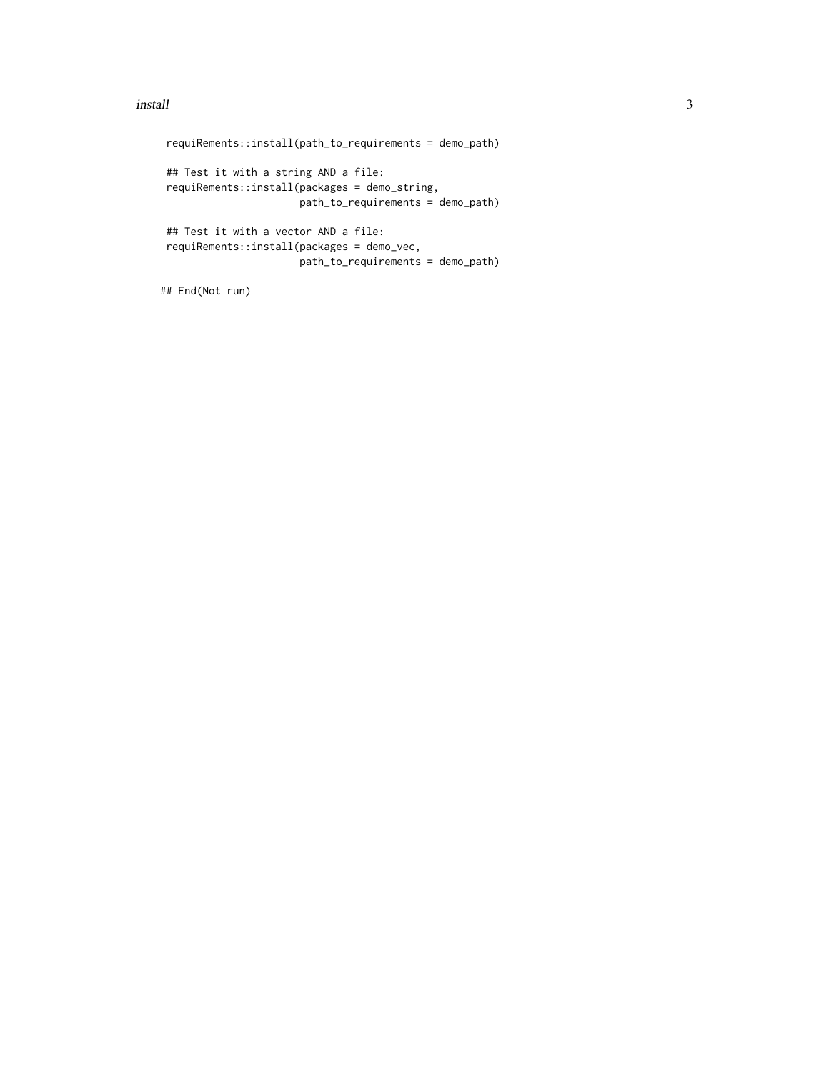```
 requiRements::install(path_to_requirements = demo_path)

 ## Test it with a string AND a file:
 requiRements::install(packages = demo_string,
                       path_to_requirements = demo_path)

 ## Test it with a vector AND a file:
 requiRements::install(packages = demo_vec,
                       path_to_requirements = demo_path)

## End(Not run)
```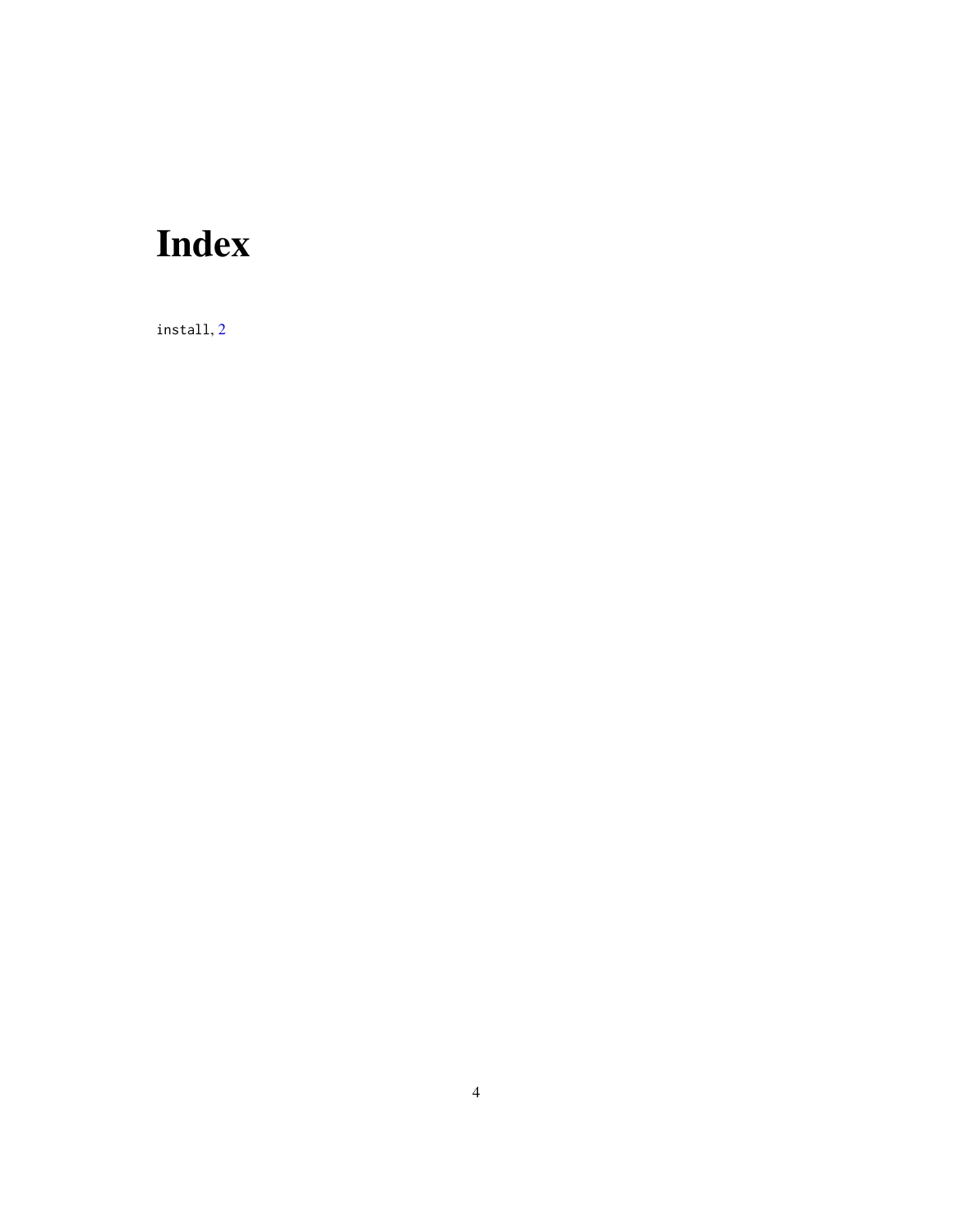# Index

`install`, 2